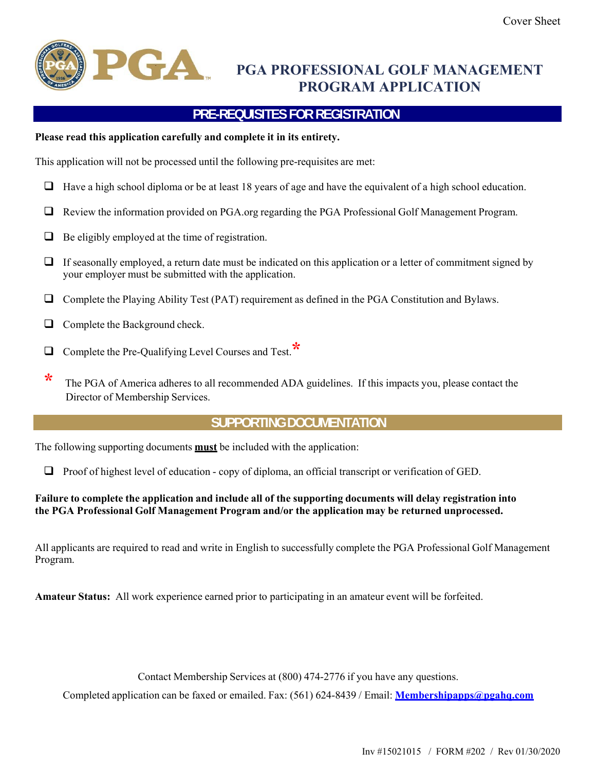Cover Sheet

# PGA PROFESSIONAL GOLF MANAGEMENT PROGRAM APPLICATION

## PRE-REQUISITES FOR REGISTRATION

**Please read this application carefully and complete it in its entirety.**

This application will not be processed until the following pre-requisites are met:

- ❑ Have a high school diploma or be at least 18 years of age and have the equivalent of a high school education.
- ❑ Review the information provided on PGA.org regarding the PGA Professional Golf Management Program.
- ❑ Be eligibly employed at the time of registration.
- ❑ If seasonally employed, a return date must be indicated on this application or a letter of commitment signed by your employer must be submitted with the application.
- ❑ Complete the Playing Ability Test (PAT) requirement as defined in the PGA Constitution and Bylaws.
- ❑ Complete the Background check.
- ❑ Complete the Pre-Qualifying Level Courses and Test.*

\* The PGA of America adheres to all recommended ADA guidelines. If this impacts you, please contact the Director of Membership Services.

## SUPPORTING DOCUMENTATION

The following supporting documents **must** be included with the application:

- ❑ Proof of highest level of education - copy of diploma, an official transcript or verification of GED.

**Failure to complete the application and include all of the supporting documents will delay registration into the PGA Professional Golf Management Program and/or the application may be returned unprocessed.**

All applicants are required to read and write in English to successfully complete the PGA Professional Golf Management Program.

**Amateur Status:** All work experience earned prior to participating in an amateur event will be forfeited.

Contact Membership Services at (800) 474-2776 if you have any questions.

Completed application can be faxed or emailed. Fax: (561) 624-8439 / Email: **Membershipapps@pgahq.com**

Inv #15021015 / FORM #202 / Rev 01/30/2020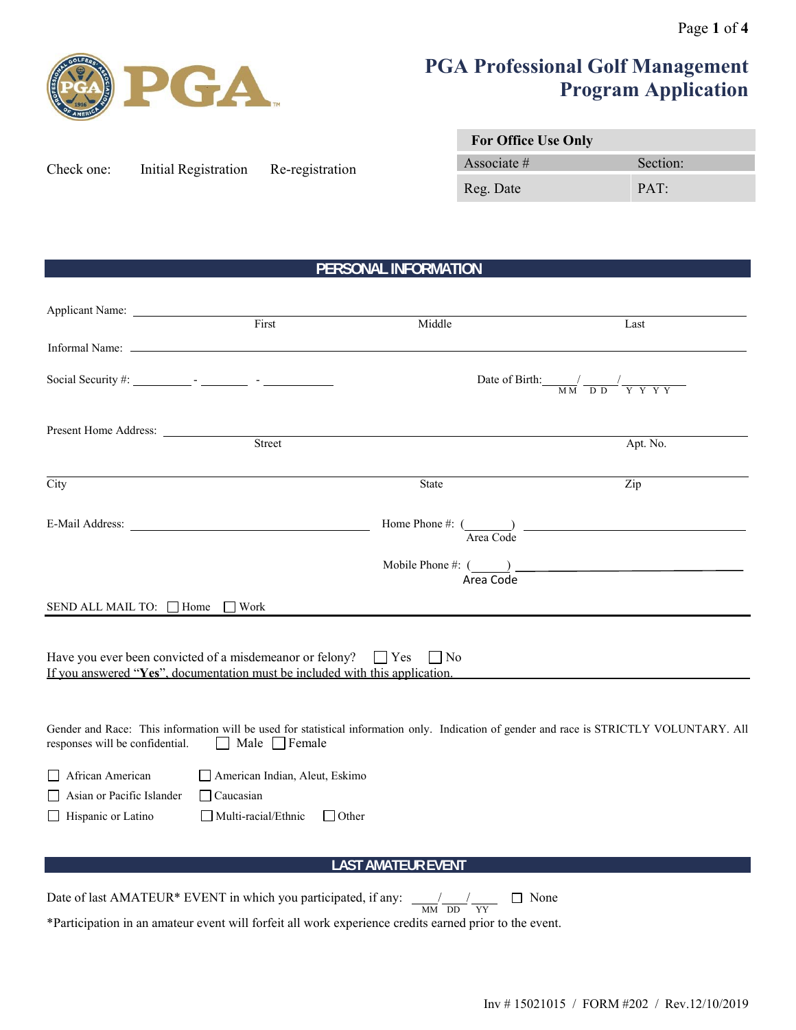# PGA Professional Golf Management Program Application

Check one: Initial Registration Re-registration

| For Office Use Only | |
|---|---|
| Associate # | Section: |
| Reg. Date | PAT: |

## PERSONAL INFORMATION

Applicant Name: ______________________________________________
First Middle Last

Informal Name: ______________________________________________

Social Security #: ________ - ________ - ________

Date of Birth: ____/____/________ (MM DD YYYY)

Present Home Address: ______________________________________________
Street Apt. No.

______________________________________________
City State Zip

E-Mail Address: ______________________

Home Phone #: (________) ______________
Area Code

Mobile Phone #: (______) ______________
Area Code

SEND ALL MAIL TO: ☐ Home ☐ Work

Have you ever been convicted of a misdemeanor or felony? ☐ Yes ☐ No
If you answered "**Yes**", documentation must be included with this application.

Gender and Race: This information will be used for statistical information only. Indication of gender and race is STRICTLY VOLUNTARY. All responses will be confidential. ☐ Male ☐ Female

☐ African American
☐ American Indian, Aleut, Eskimo
☐ Asian or Pacific Islander
☐ Caucasian
☐ Hispanic or Latino
☐ Multi-racial/Ethnic
☐ Other

## LAST AMATEUR EVENT

Date of last AMATEUR* EVENT in which you participated, if any: ____/____/____ (MM DD YY) ☐ None

*Participation in an amateur event will forfeit all work experience credits earned prior to the event.

Inv # 15021015 / FORM #202 / Rev.12/10/2019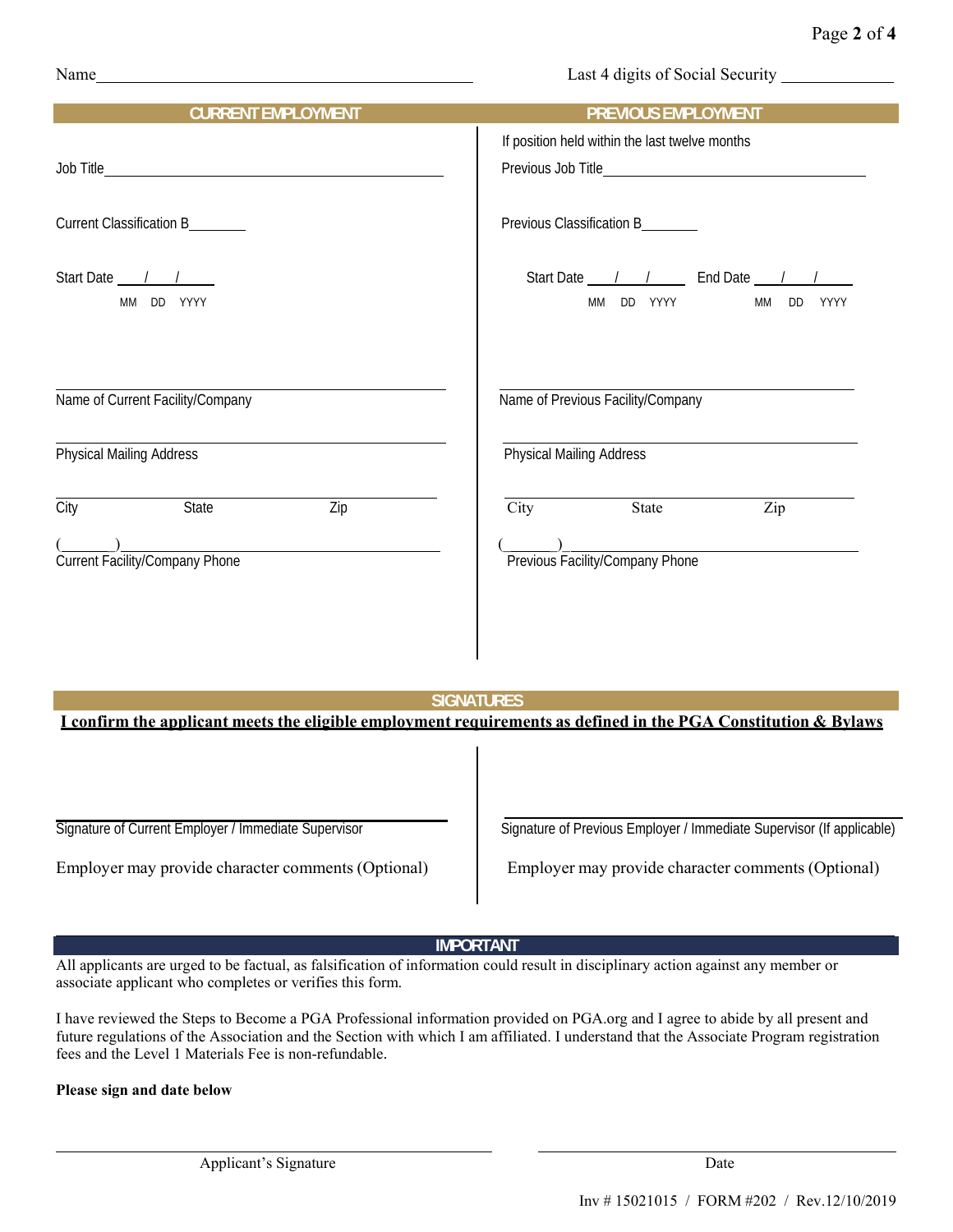Name ____________________________________________ Last 4 digits of Social Security ____________

## CURRENT EMPLOYMENT

Job Title ____________________________________________

Current Classification B_______

Start Date ___/___/_____
MM DD YYYY

____________________________________________
Name of Current Facility/Company

____________________________________________
Physical Mailing Address

____________________________________________
City State Zip

(______)____________________________________
Current Facility/Company Phone

## PREVIOUS EMPLOYMENT

If position held within the last twelve months

Previous Job Title ____________________________________

Previous Classification B_______

Start Date ___/___/_____ End Date ___/___/_____
MM DD YYYY MM DD YYYY

____________________________________________
Name of Previous Facility/Company

____________________________________________
Physical Mailing Address

____________________________________________
City State Zip

(______)____________________________________
Previous Facility/Company Phone

## SIGNATURES

**I confirm the applicant meets the eligible employment requirements as defined in the PGA Constitution & Bylaws**

____________________________________________
Signature of Current Employer / Immediate Supervisor

Employer may provide character comments (Optional)

____________________________________________
Signature of Previous Employer / Immediate Supervisor (If applicable)

Employer may provide character comments (Optional)

## IMPORTANT

All applicants are urged to be factual, as falsification of information could result in disciplinary action against any member or associate applicant who completes or verifies this form.

I have reviewed the Steps to Become a PGA Professional information provided on PGA.org and I agree to abide by all present and future regulations of the Association and the Section with which I am affiliated. I understand that the Associate Program registration fees and the Level 1 Materials Fee is non-refundable.

**Please sign and date below**

____________________________________________ ____________________
Applicant's Signature Date

Inv # 15021015 / FORM #202 / Rev.12/10/2019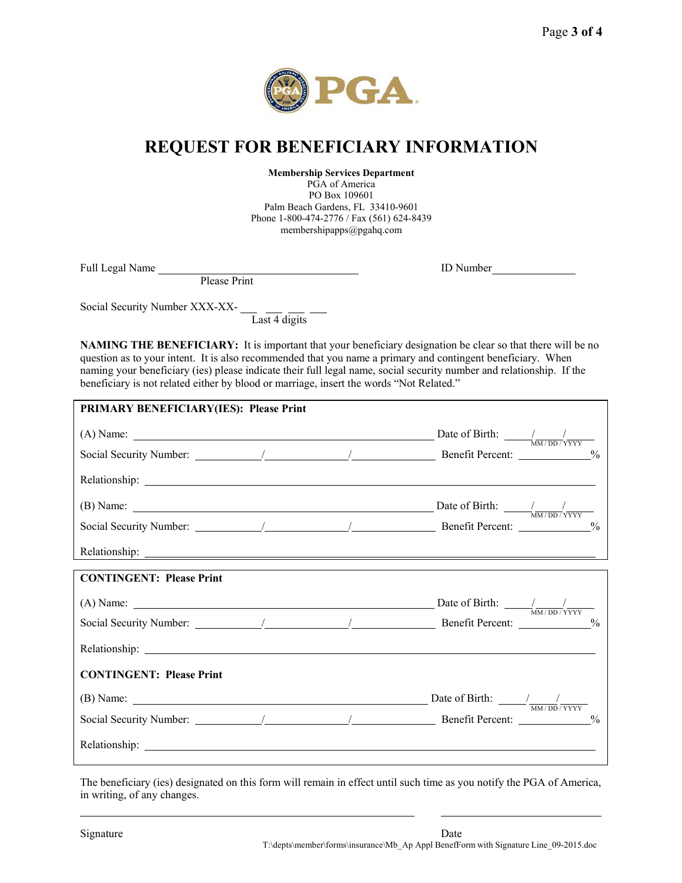# REQUEST FOR BENEFICIARY INFORMATION

**Membership Services Department**
PGA of America
PO Box 109601
Palm Beach Gardens, FL 33410-9601
Phone 1-800-474-2776 / Fax (561) 624-8439
membershipapps@pgahq.com

Full Legal Name ______________________________ ID Number ______________
Please Print

Social Security Number XXX-XX- ___ ___ ___ ___
Last 4 digits

**NAMING THE BENEFICIARY:** It is important that your beneficiary designation be clear so that there will be no question as to your intent. It is also recommended that you name a primary and contingent beneficiary. When naming your beneficiary (ies) please indicate their full legal name, social security number and relationship. If the beneficiary is not related either by blood or marriage, insert the words "Not Related."

**PRIMARY BENEFICIARY(IES): Please Print**

(A) Name: ______________________________ Date of Birth: ____/____/____ (MM / DD / YYYY)

Social Security Number: ________/________/________ Benefit Percent: ________%

Relationship: ______________________________

(B) Name: ______________________________ Date of Birth: ____/____/____ (MM / DD / YYYY)

Social Security Number: ________/________/________ Benefit Percent: ________%

Relationship: ______________________________

**CONTINGENT: Please Print**

(A) Name: ______________________________ Date of Birth: ____/____/____ (MM / DD / YYYY)

Social Security Number: ________/________/________ Benefit Percent: ________%

Relationship: ______________________________

**CONTINGENT: Please Print**

(B) Name: ______________________________ Date of Birth: ____/____/____ (MM / DD / YYYY)

Social Security Number: ________/________/________ Benefit Percent: ________%

Relationship: ______________________________

The beneficiary (ies) designated on this form will remain in effect until such time as you notify the PGA of America, in writing, of any changes.

______________________________ ______________________________
Signature Date

T:\depts\member\forms\insurance\Mb_Ap Appl BenefForm with Signature Line_09-2015.doc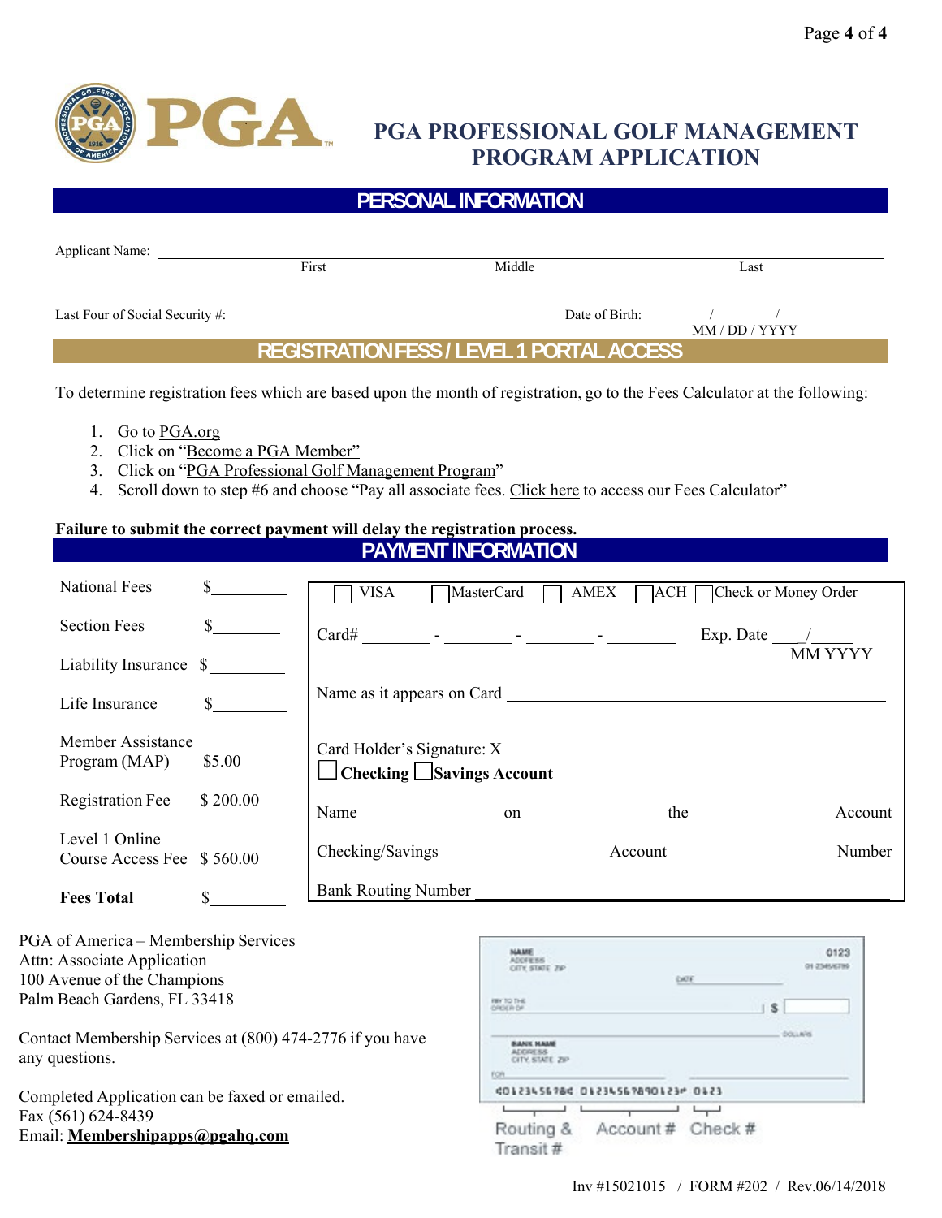# PGA PROFESSIONAL GOLF MANAGEMENT PROGRAM APPLICATION

## PERSONAL INFORMATION

Applicant Name: ______________________________________________
First Middle Last

Last Four of Social Security #: ____________________ Date of Birth: ______/______/________
MM / DD / YYYY

## REGISTRATION FESS / LEVEL 1 PORTAL ACCESS

To determine registration fees which are based upon the month of registration, go to the Fees Calculator at the following:

1. Go to PGA.org
2. Click on "Become a PGA Member"
3. Click on "PGA Professional Golf Management Program"
4. Scroll down to step #6 and choose "Pay all associate fees. Click here to access our Fees Calculator"

**Failure to submit the correct payment will delay the registration process.**

## PAYMENT INFORMATION

| | |
|---|---|
| National Fees | $________ |
| Section Fees | $________ |
| Liability Insurance | $________ |
| Life Insurance | $________ |
| Member Assistance Program (MAP) | $5.00 |
| Registration Fee | $ 200.00 |
| Level 1 Online Course Access Fee | $ 560.00 |
| **Fees Total** | $________ |

☐ VISA ☐ MasterCard ☐ AMEX ☐ ACH ☐ Check or Money Order

Card# ________ - ________ - ________ - ________ Exp. Date ____/_____
MM YYYY

Name as it appears on Card ______________________________

Card Holder's Signature: X ______________________________

☐ **Checking** ☐ **Savings Account**

Name on the Account

Checking/Savings Account Number

Bank Routing Number ______________________________

PGA of America – Membership Services
Attn: Associate Application
100 Avenue of the Champions
Palm Beach Gardens, FL 33418

Contact Membership Services at (800) 474-2776 if you have any questions.

Completed Application can be faxed or emailed.
Fax (561) 624-8439
Email: **Membershipapps@pgahq.com**

Routing & Transit # Account # Check #

Inv #15021015 / FORM #202 / Rev.06/14/2018